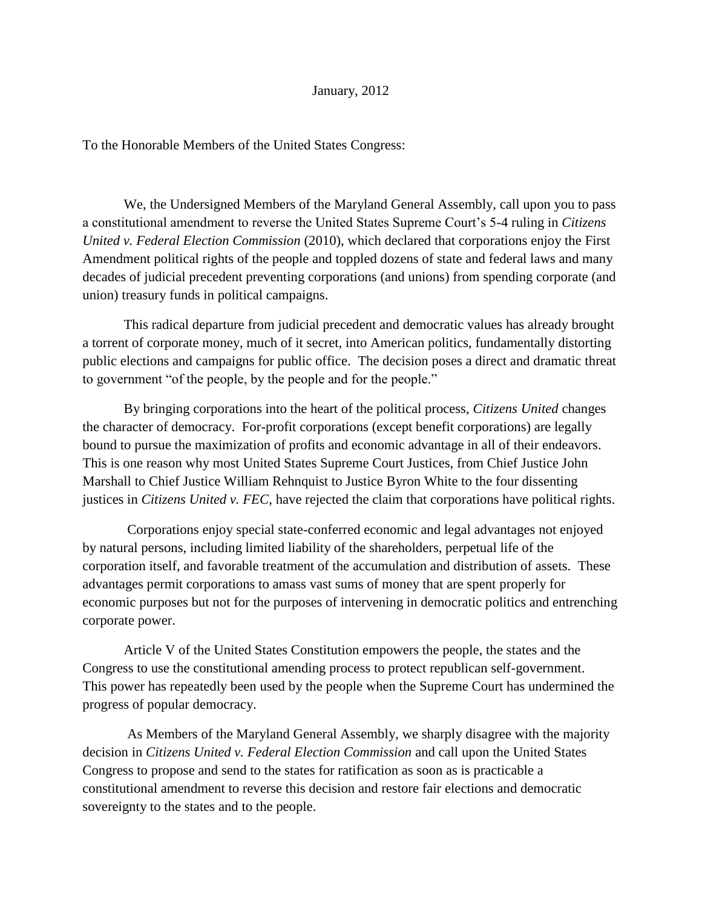January, 2012

To the Honorable Members of the United States Congress:

We, the Undersigned Members of the Maryland General Assembly, call upon you to pass a constitutional amendment to reverse the United States Supreme Court's 5-4 ruling in *Citizens United v. Federal Election Commission* (2010), which declared that corporations enjoy the First Amendment political rights of the people and toppled dozens of state and federal laws and many decades of judicial precedent preventing corporations (and unions) from spending corporate (and union) treasury funds in political campaigns.

This radical departure from judicial precedent and democratic values has already brought a torrent of corporate money, much of it secret, into American politics, fundamentally distorting public elections and campaigns for public office. The decision poses a direct and dramatic threat to government "of the people, by the people and for the people."

By bringing corporations into the heart of the political process, *Citizens United* changes the character of democracy. For-profit corporations (except benefit corporations) are legally bound to pursue the maximization of profits and economic advantage in all of their endeavors. This is one reason why most United States Supreme Court Justices, from Chief Justice John Marshall to Chief Justice William Rehnquist to Justice Byron White to the four dissenting justices in *Citizens United v. FEC*, have rejected the claim that corporations have political rights.

Corporations enjoy special state-conferred economic and legal advantages not enjoyed by natural persons, including limited liability of the shareholders, perpetual life of the corporation itself, and favorable treatment of the accumulation and distribution of assets. These advantages permit corporations to amass vast sums of money that are spent properly for economic purposes but not for the purposes of intervening in democratic politics and entrenching corporate power.

Article V of the United States Constitution empowers the people, the states and the Congress to use the constitutional amending process to protect republican self-government. This power has repeatedly been used by the people when the Supreme Court has undermined the progress of popular democracy.

As Members of the Maryland General Assembly, we sharply disagree with the majority decision in *Citizens United v. Federal Election Commission* and call upon the United States Congress to propose and send to the states for ratification as soon as is practicable a constitutional amendment to reverse this decision and restore fair elections and democratic sovereignty to the states and to the people.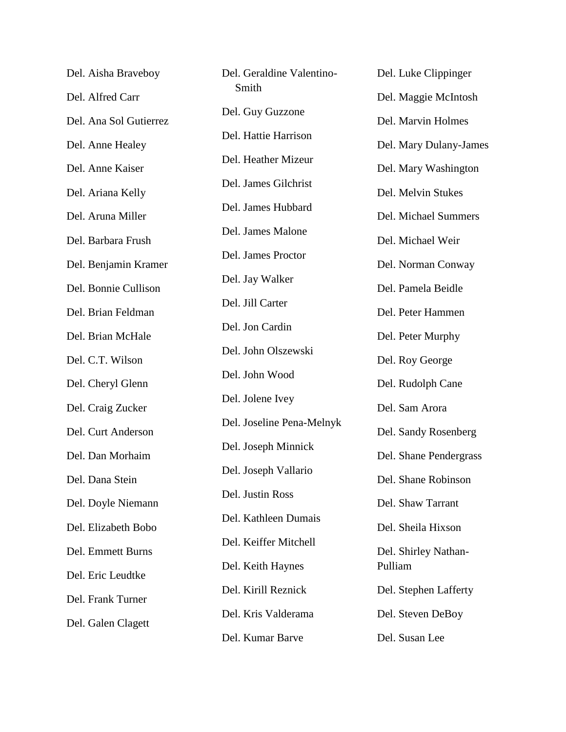Del. Aisha Braveboy

Del. Alfred Carr

Del. Ana Sol Gutierrez

Del. Anne Healey

Del. Anne Kaiser

Del. Ariana Kelly

Del. Aruna Miller

Del. Barbara Frush

Del. Benjamin Kramer

Del. Bonnie Cullison

Del. Brian Feldman

Del. Brian McHale

Del. C.T. Wilson

Del. Cheryl Glenn

Del. Craig Zucker

Del. Curt Anderson

Del. Dan Morhaim

Del. Dana Stein

Del. Doyle Niemann

Del. Elizabeth Bobo

Del. Emmett Burns

Del. Eric Leudtke

Del. Frank Turner

Del. Galen Clagett

Del. Geraldine Valentino-Smith

Del. Guy Guzzone

Del. Hattie Harrison

Del. Heather Mizeur

Del. James Gilchrist

Del. James Hubbard

Del. James Malone

Del. James Proctor

Del. Jay Walker

Del. Jill Carter

Del. Jon Cardin

Del. John Olszewski

Del. John Wood

Del. Jolene Ivey

Del. Joseline Pena-Melnyk

Del. Joseph Minnick

Del. Joseph Vallario

Del. Justin Ross

Del. Kathleen Dumais

Del. Keiffer Mitchell

Del. Keith Haynes

Del. Kirill Reznick

Del. Kris Valderama

Del. Kumar Barve

Del. Luke Clippinger

Del. Maggie McIntosh

Del. Marvin Holmes

Del. Mary Dulany-James

Del. Mary Washington

Del. Melvin Stukes

Del. Michael Summers

Del. Michael Weir

Del. Norman Conway

Del. Pamela Beidle

Del. Peter Hammen

Del. Peter Murphy

Del. Roy George

Del. Rudolph Cane

Del. Sam Arora

Del. Sandy Rosenberg

Del. Shane Pendergrass

Del. Shane Robinson

Del. Shaw Tarrant

Del. Sheila Hixson

Del. Shirley Nathan-Pulliam

Del. Stephen Lafferty

Del. Steven DeBoy

Del. Susan Lee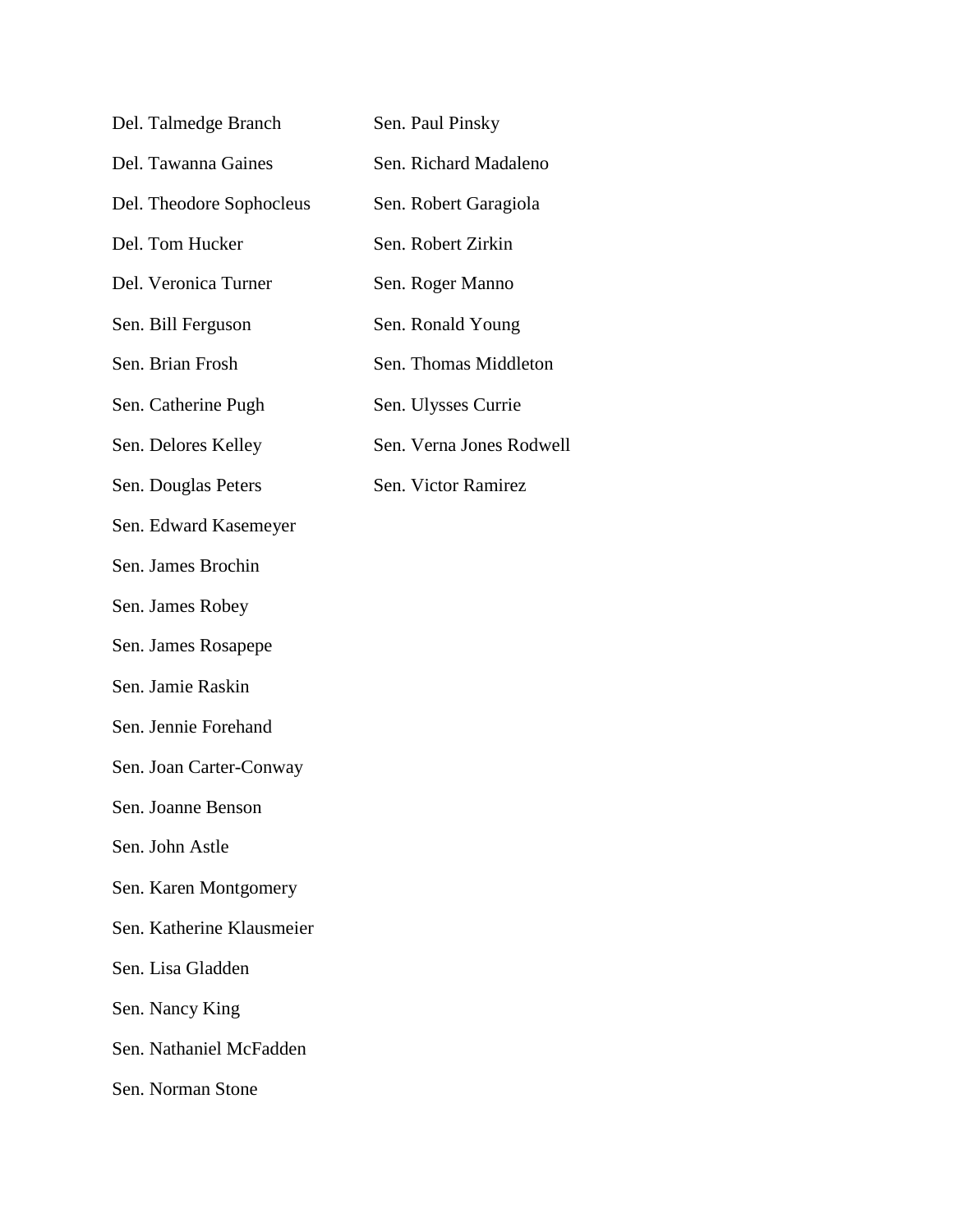Del. Talmedge Branch

Del. Tawanna Gaines

Del. Theodore Sophocleus

Del. Tom Hucker

Del. Veronica Turner

Sen. Bill Ferguson

Sen. Brian Frosh

Sen. Catherine Pugh

Sen. Delores Kelley

Sen. Douglas Peters

Sen. Edward Kasemeyer

Sen. James Brochin

Sen. James Robey

Sen. James Rosapepe

Sen. Jamie Raskin

Sen. Jennie Forehand

Sen. Joan Carter-Conway

Sen. Joanne Benson

Sen. John Astle

Sen. Karen Montgomery

Sen. Katherine Klausmeier

Sen. Lisa Gladden

Sen. Nancy King

Sen. Nathaniel McFadden

Sen. Norman Stone

Sen. Paul Pinsky

Sen. Richard Madaleno

Sen. Robert Garagiola

Sen. Robert Zirkin

Sen. Roger Manno

Sen. Ronald Young

Sen. Thomas Middleton

Sen. Ulysses Currie

Sen. Verna Jones Rodwell

Sen. Victor Ramirez